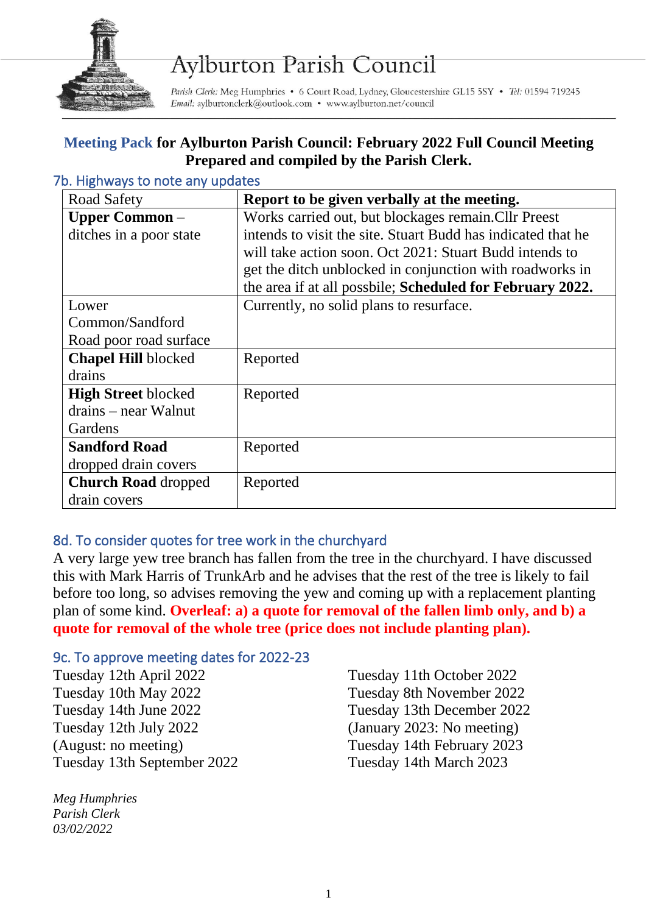# Aylburton Parish Council

*Parish Clerk:* Meg Humphries • 6 Court Road, Lydney, Gloucestershire GL15 5SY • *Tel:* 01594 719245
*Email:* aylburtonclerk@outlook.com • www.aylburton.net/council

**Meeting Pack for Aylburton Parish Council: February 2022 Full Council Meeting**
**Prepared and compiled by the Parish Clerk.**

## 7b. Highways to note any updates

| Road Safety | **Report to be given verbally at the meeting.** |
|---|---|
| **Upper Common** – ditches in a poor state | Works carried out, but blockages remain.Cllr Preest intends to visit the site. Stuart Budd has indicated that he will take action soon. Oct 2021: Stuart Budd intends to get the ditch unblocked in conjunction with roadworks in the area if at all possbile; **Scheduled for February 2022.** |
| Lower Common/Sandford Road poor road surface | Currently, no solid plans to resurface. |
| **Chapel Hill** blocked drains | Reported |
| **High Street** blocked drains – near Walnut Gardens | Reported |
| **Sandford Road** dropped drain covers | Reported |
| **Church Road** dropped drain covers | Reported |

## 8d. To consider quotes for tree work in the churchyard

A very large yew tree branch has fallen from the tree in the churchyard. I have discussed this with Mark Harris of TrunkArb and he advises that the rest of the tree is likely to fail before too long, so advises removing the yew and coming up with a replacement planting plan of some kind. **Overleaf: a) a quote for removal of the fallen limb only, and b) a quote for removal of the whole tree (price does not include planting plan).**

## 9c. To approve meeting dates for 2022-23

Tuesday 12th April 2022
Tuesday 10th May 2022
Tuesday 14th June 2022
Tuesday 12th July 2022
(August: no meeting)
Tuesday 13th September 2022
Tuesday 11th October 2022
Tuesday 8th November 2022
Tuesday 13th December 2022
(January 2023: No meeting)
Tuesday 14th February 2023
Tuesday 14th March 2023

*Meg Humphries*
*Parish Clerk*
*03/02/2022*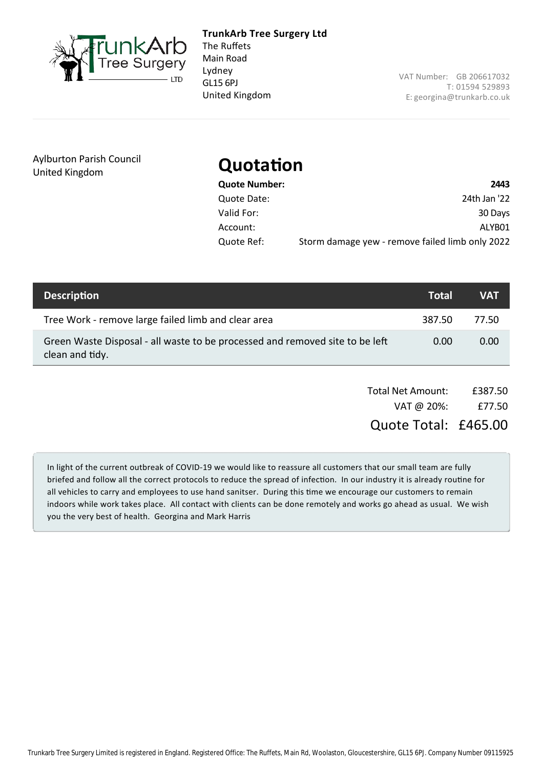**TrunkArb Tree Surgery Ltd**
The Ruffets
Main Road
Lydney
GL15 6PJ
United Kingdom

VAT Number: GB 206617032
T: 01594 529893
E: georgina@trunkarb.co.uk

Aylburton Parish Council
United Kingdom

# Quotation

| | |
|---|---|
| **Quote Number:** | **2443** |
| Quote Date: | 24th Jan '22 |
| Valid For: | 30 Days |
| Account: | ALYB01 |
| Quote Ref: | Storm damage yew - remove failed limb only 2022 |

| Description | Total | VAT |
|---|---|---|
| Tree Work - remove large failed limb and clear area | 387.50 | 77.50 |
| Green Waste Disposal - all waste to be processed and removed site to be left clean and tidy. | 0.00 | 0.00 |

| | |
|---|---|
| Total Net Amount: | £387.50 |
| VAT @ 20%: | £77.50 |
| Quote Total: | £465.00 |

In light of the current outbreak of COVID-19 we would like to reassure all customers that our small team are fully briefed and follow all the correct protocols to reduce the spread of infection. In our industry it is already routine for all vehicles to carry and employees to use hand sanitser. During this time we encourage our customers to remain indoors while work takes place. All contact with clients can be done remotely and works go ahead as usual. We wish you the very best of health. Georgina and Mark Harris

Trunkarb Tree Surgery Limited is registered in England. Registered Office: The Ruffets, Main Rd, Woolaston, Gloucestershire, GL15 6PJ. Company Number 09115925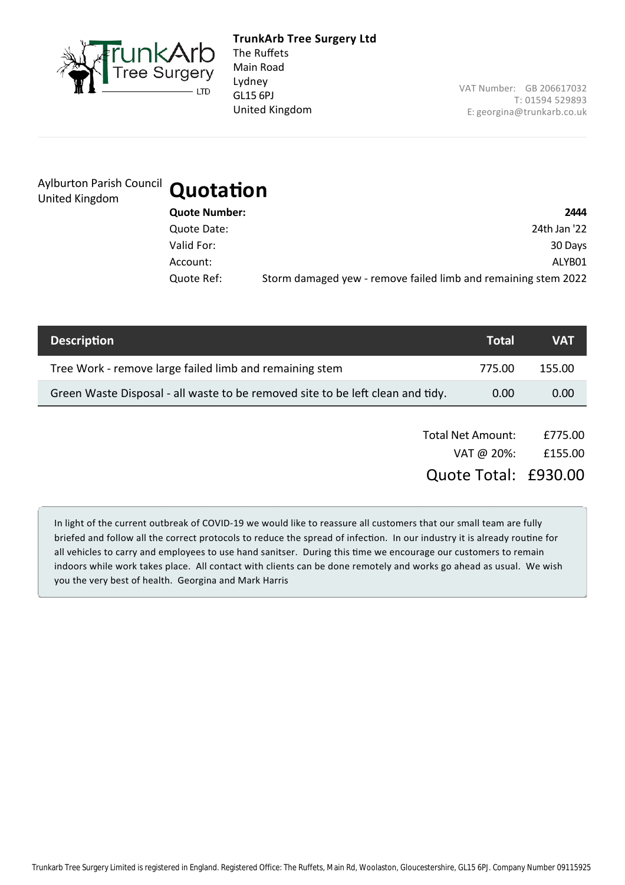**TrunkArb Tree Surgery Ltd**
The Ruffets
Main Road
Lydney
GL15 6PJ
United Kingdom

VAT Number: GB 206617032
T: 01594 529893
E: georgina@trunkarb.co.uk

Aylburton Parish Council
United Kingdom

# Quotation

| | |
|---|---|
| **Quote Number:** | **2444** |
| Quote Date: | 24th Jan '22 |
| Valid For: | 30 Days |
| Account: | ALYB01 |
| Quote Ref: | Storm damaged yew - remove failed limb and remaining stem 2022 |

| Description | Total | VAT |
|---|---|---|
| Tree Work - remove large failed limb and remaining stem | 775.00 | 155.00 |
| Green Waste Disposal - all waste to be removed site to be left clean and tidy. | 0.00 | 0.00 |

| | |
|---|---|
| Total Net Amount: | £775.00 |
| VAT @ 20%: | £155.00 |
| Quote Total: | £930.00 |

In light of the current outbreak of COVID-19 we would like to reassure all customers that our small team are fully briefed and follow all the correct protocols to reduce the spread of infection. In our industry it is already routine for all vehicles to carry and employees to use hand sanitser. During this time we encourage our customers to remain indoors while work takes place. All contact with clients can be done remotely and works go ahead as usual. We wish you the very best of health. Georgina and Mark Harris

Trunkarb Tree Surgery Limited is registered in England. Registered Office: The Ruffets, Main Rd, Woolaston, Gloucestershire, GL15 6PJ. Company Number 09115925